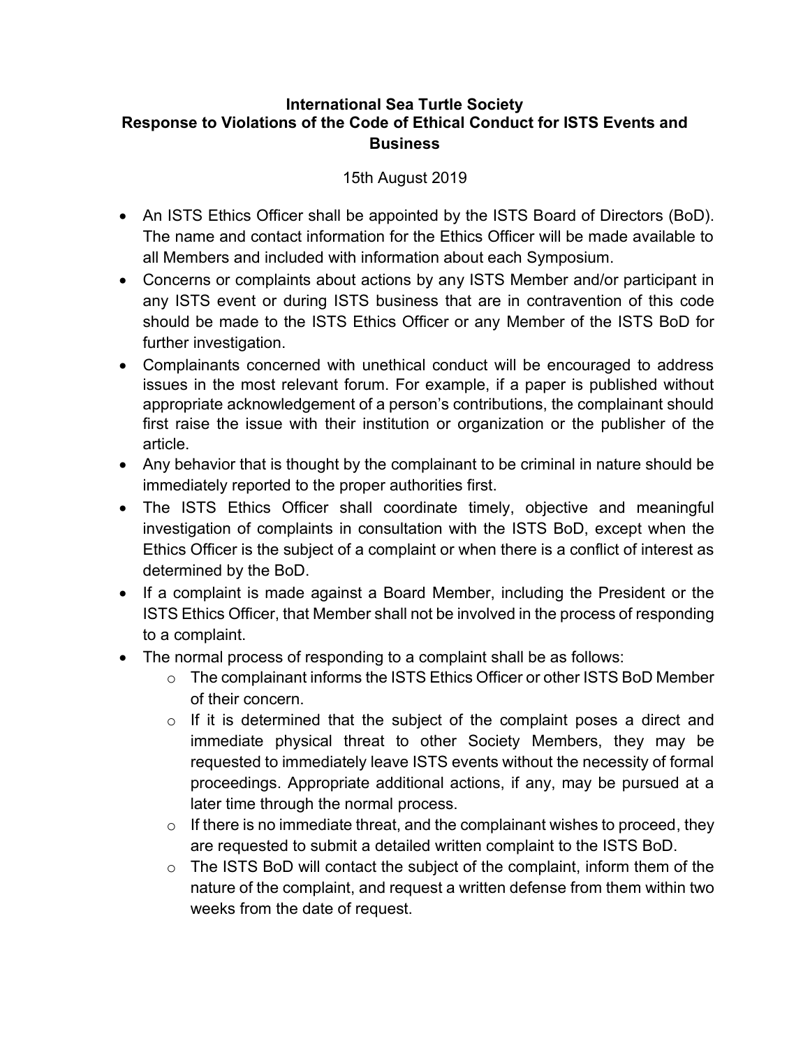**International Sea Turtle Society**
**Response to Violations of the Code of Ethical Conduct for ISTS Events and Business**

15th August 2019

- An ISTS Ethics Officer shall be appointed by the ISTS Board of Directors (BoD). The name and contact information for the Ethics Officer will be made available to all Members and included with information about each Symposium.
- Concerns or complaints about actions by any ISTS Member and/or participant in any ISTS event or during ISTS business that are in contravention of this code should be made to the ISTS Ethics Officer or any Member of the ISTS BoD for further investigation.
- Complainants concerned with unethical conduct will be encouraged to address issues in the most relevant forum. For example, if a paper is published without appropriate acknowledgement of a person's contributions, the complainant should first raise the issue with their institution or organization or the publisher of the article.
- Any behavior that is thought by the complainant to be criminal in nature should be immediately reported to the proper authorities first.
- The ISTS Ethics Officer shall coordinate timely, objective and meaningful investigation of complaints in consultation with the ISTS BoD, except when the Ethics Officer is the subject of a complaint or when there is a conflict of interest as determined by the BoD.
- If a complaint is made against a Board Member, including the President or the ISTS Ethics Officer, that Member shall not be involved in the process of responding to a complaint.
- The normal process of responding to a complaint shall be as follows:
    - The complainant informs the ISTS Ethics Officer or other ISTS BoD Member of their concern.
    - If it is determined that the subject of the complaint poses a direct and immediate physical threat to other Society Members, they may be requested to immediately leave ISTS events without the necessity of formal proceedings. Appropriate additional actions, if any, may be pursued at a later time through the normal process.
    - If there is no immediate threat, and the complainant wishes to proceed, they are requested to submit a detailed written complaint to the ISTS BoD.
    - The ISTS BoD will contact the subject of the complaint, inform them of the nature of the complaint, and request a written defense from them within two weeks from the date of request.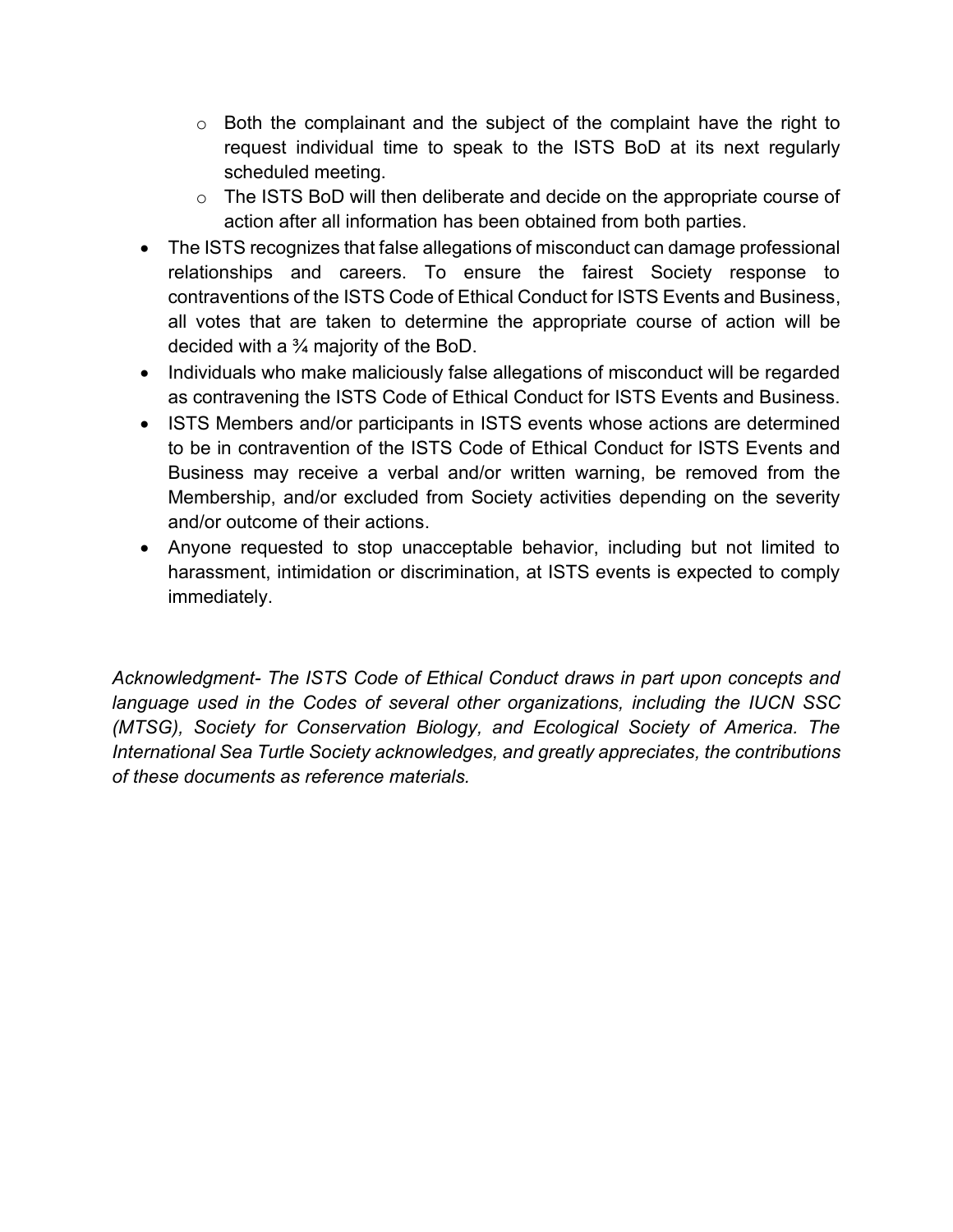- Both the complainant and the subject of the complaint have the right to request individual time to speak to the ISTS BoD at its next regularly scheduled meeting.
    - The ISTS BoD will then deliberate and decide on the appropriate course of action after all information has been obtained from both parties.
- The ISTS recognizes that false allegations of misconduct can damage professional relationships and careers. To ensure the fairest Society response to contraventions of the ISTS Code of Ethical Conduct for ISTS Events and Business, all votes that are taken to determine the appropriate course of action will be decided with a ¾ majority of the BoD.
- Individuals who make maliciously false allegations of misconduct will be regarded as contravening the ISTS Code of Ethical Conduct for ISTS Events and Business.
- ISTS Members and/or participants in ISTS events whose actions are determined to be in contravention of the ISTS Code of Ethical Conduct for ISTS Events and Business may receive a verbal and/or written warning, be removed from the Membership, and/or excluded from Society activities depending on the severity and/or outcome of their actions.
- Anyone requested to stop unacceptable behavior, including but not limited to harassment, intimidation or discrimination, at ISTS events is expected to comply immediately.

*Acknowledgment- The ISTS Code of Ethical Conduct draws in part upon concepts and language used in the Codes of several other organizations, including the IUCN SSC (MTSG), Society for Conservation Biology, and Ecological Society of America. The International Sea Turtle Society acknowledges, and greatly appreciates, the contributions of these documents as reference materials.*